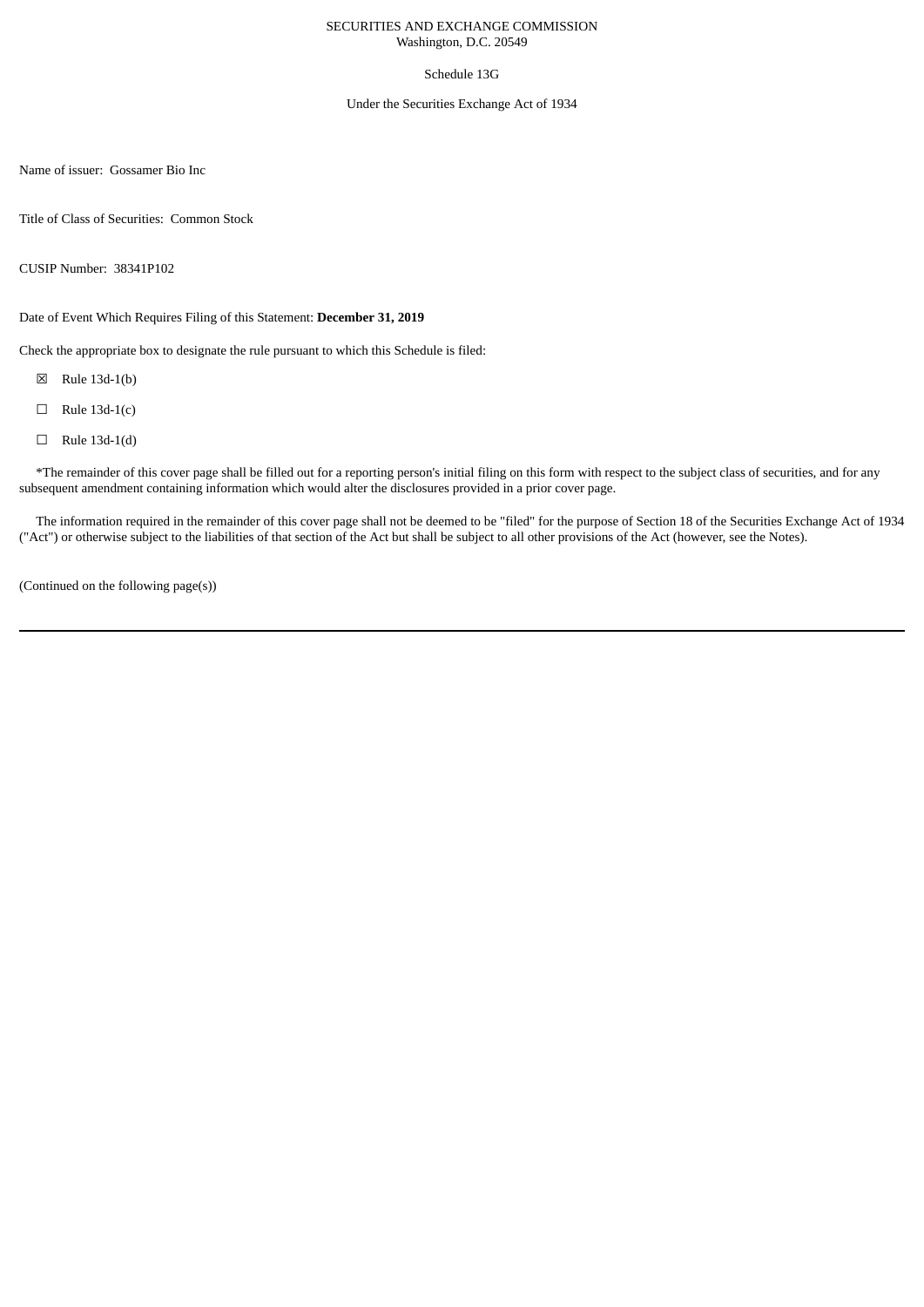SECURITIES AND EXCHANGE COMMISSION
Washington, D.C. 20549

Schedule 13G

Under the Securities Exchange Act of 1934

Name of issuer: Gossamer Bio Inc

Title of Class of Securities: Common Stock

CUSIP Number: 38341P102

Date of Event Which Requires Filing of this Statement: **December 31, 2019**

Check the appropriate box to designate the rule pursuant to which this Schedule is filed:

☒ Rule 13d-1(b)

☐ Rule 13d-1(c)

☐ Rule 13d-1(d)

*The remainder of this cover page shall be filled out for a reporting person's initial filing on this form with respect to the subject class of securities, and for any subsequent amendment containing information which would alter the disclosures provided in a prior cover page.

The information required in the remainder of this cover page shall not be deemed to be "filed" for the purpose of Section 18 of the Securities Exchange Act of 1934 ("Act") or otherwise subject to the liabilities of that section of the Act but shall be subject to all other provisions of the Act (however, see the Notes).

(Continued on the following page(s))

---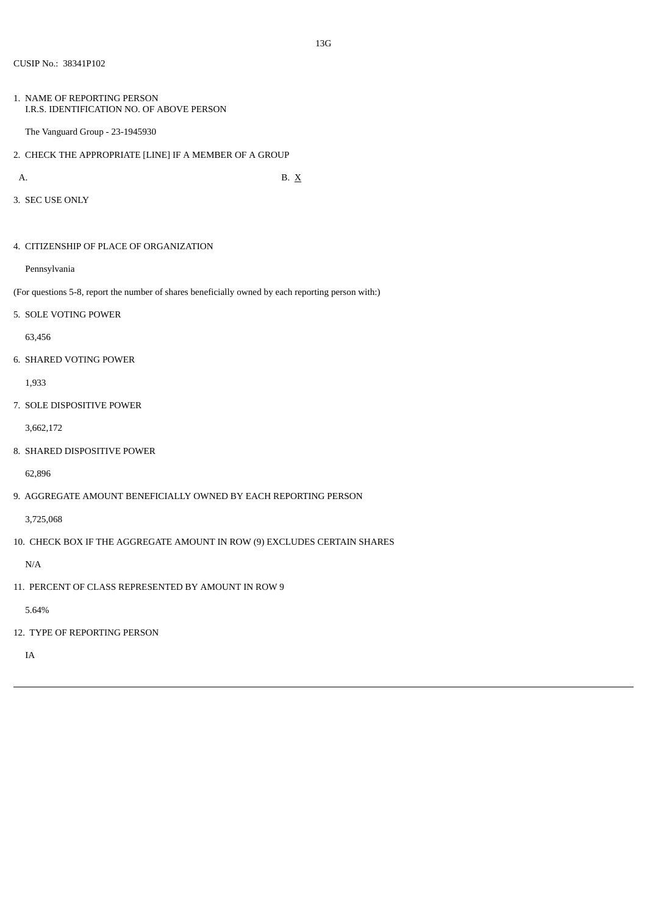13G

CUSIP No.: 38341P102

1. NAME OF REPORTING PERSON
   I.R.S. IDENTIFICATION NO. OF ABOVE PERSON

   The Vanguard Group - 23-1945930

2. CHECK THE APPROPRIATE [LINE] IF A MEMBER OF A GROUP

   A. B. X

3. SEC USE ONLY

4. CITIZENSHIP OF PLACE OF ORGANIZATION

   Pennsylvania

(For questions 5-8, report the number of shares beneficially owned by each reporting person with:)

5. SOLE VOTING POWER

   63,456

6. SHARED VOTING POWER

   1,933

7. SOLE DISPOSITIVE POWER

   3,662,172

8. SHARED DISPOSITIVE POWER

   62,896

9. AGGREGATE AMOUNT BENEFICIALLY OWNED BY EACH REPORTING PERSON

   3,725,068

10. CHECK BOX IF THE AGGREGATE AMOUNT IN ROW (9) EXCLUDES CERTAIN SHARES

    N/A

11. PERCENT OF CLASS REPRESENTED BY AMOUNT IN ROW 9

    5.64%

12. TYPE OF REPORTING PERSON

    IA

---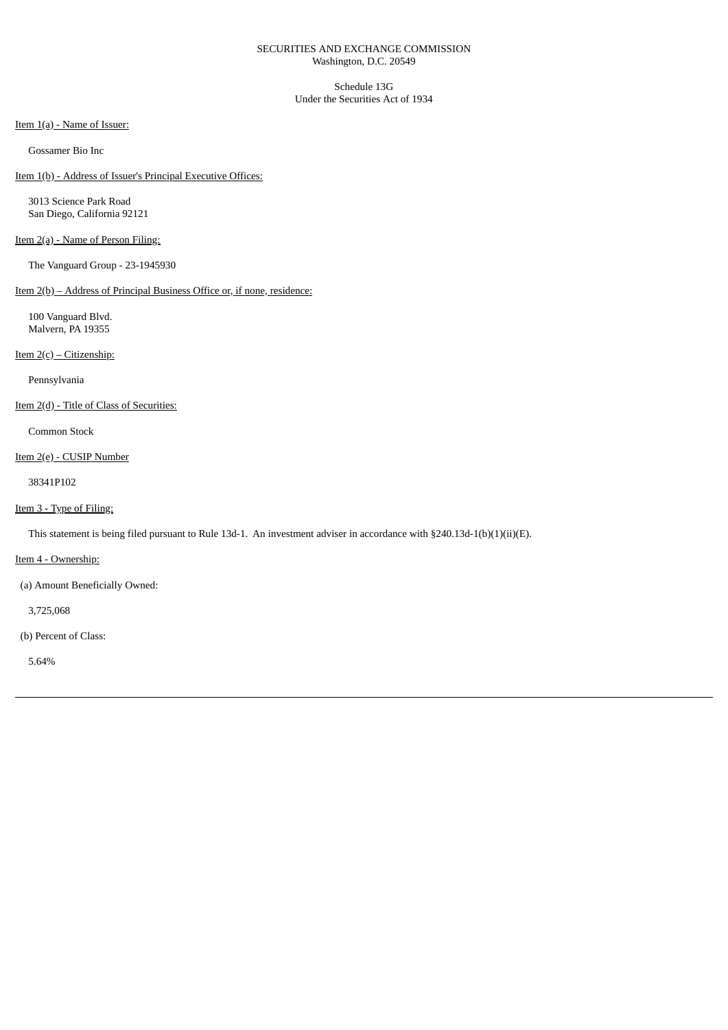SECURITIES AND EXCHANGE COMMISSION
Washington, D.C. 20549

Schedule 13G
Under the Securities Act of 1934

Item 1(a) - Name of Issuer:

Gossamer Bio Inc

Item 1(b) - Address of Issuer's Principal Executive Offices:

3013 Science Park Road
San Diego, California 92121

Item 2(a) - Name of Person Filing:

The Vanguard Group - 23-1945930

Item 2(b) – Address of Principal Business Office or, if none, residence:

100 Vanguard Blvd.
Malvern, PA 19355

Item 2(c) – Citizenship:

Pennsylvania

Item 2(d) - Title of Class of Securities:

Common Stock

Item 2(e) - CUSIP Number

38341P102

Item 3 - Type of Filing:

This statement is being filed pursuant to Rule 13d-1. An investment adviser in accordance with §240.13d-1(b)(1)(ii)(E).

Item 4 - Ownership:

(a) Amount Beneficially Owned:

3,725,068

(b) Percent of Class:

5.64%

---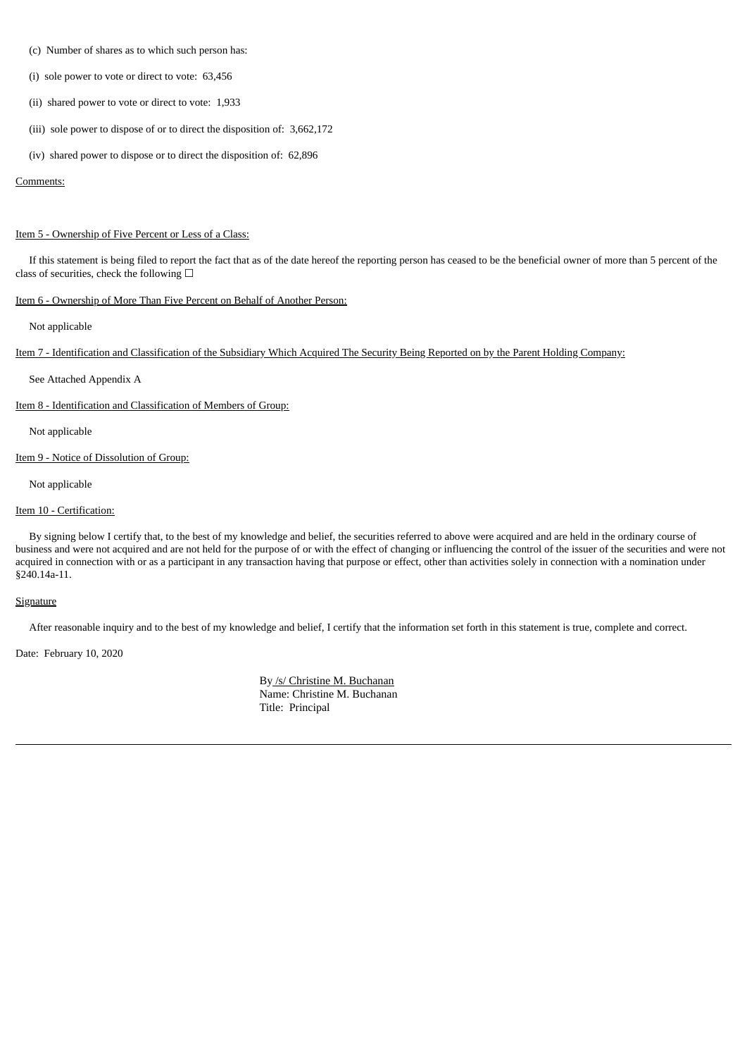(c) Number of shares as to which such person has:

(i) sole power to vote or direct to vote: 63,456

(ii) shared power to vote or direct to vote: 1,933

(iii) sole power to dispose of or to direct the disposition of: 3,662,172

(iv) shared power to dispose or to direct the disposition of: 62,896

Comments:

Item 5 - Ownership of Five Percent or Less of a Class:

If this statement is being filed to report the fact that as of the date hereof the reporting person has ceased to be the beneficial owner of more than 5 percent of the class of securities, check the following ☐

Item 6 - Ownership of More Than Five Percent on Behalf of Another Person:

Not applicable

Item 7 - Identification and Classification of the Subsidiary Which Acquired The Security Being Reported on by the Parent Holding Company:

See Attached Appendix A

Item 8 - Identification and Classification of Members of Group:

Not applicable

Item 9 - Notice of Dissolution of Group:

Not applicable

Item 10 - Certification:

By signing below I certify that, to the best of my knowledge and belief, the securities referred to above were acquired and are held in the ordinary course of business and were not acquired and are not held for the purpose of or with the effect of changing or influencing the control of the issuer of the securities and were not acquired in connection with or as a participant in any transaction having that purpose or effect, other than activities solely in connection with a nomination under §240.14a-11.

Signature

After reasonable inquiry and to the best of my knowledge and belief, I certify that the information set forth in this statement is true, complete and correct.

Date: February 10, 2020

By /s/ Christine M. Buchanan
Name: Christine M. Buchanan
Title: Principal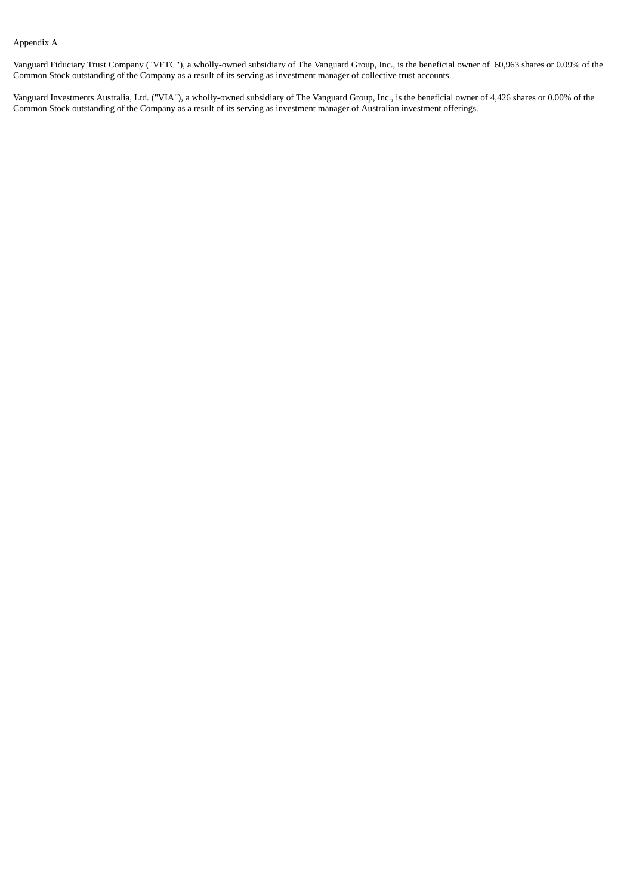Appendix A

Vanguard Fiduciary Trust Company ("VFTC"), a wholly-owned subsidiary of The Vanguard Group, Inc., is the beneficial owner of 60,963 shares or 0.09% of the Common Stock outstanding of the Company as a result of its serving as investment manager of collective trust accounts.

Vanguard Investments Australia, Ltd. ("VIA"), a wholly-owned subsidiary of The Vanguard Group, Inc., is the beneficial owner of 4,426 shares or 0.00% of the Common Stock outstanding of the Company as a result of its serving as investment manager of Australian investment offerings.